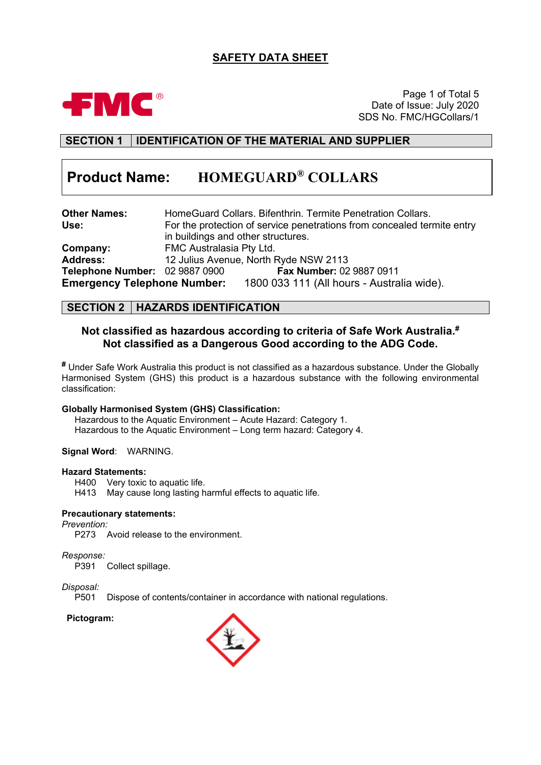# SAFETY DATA SHEET

Date of Issue: July 2020
SDS No. FMC/HGCollars/1

## SECTION 1 IDENTIFICATION OF THE MATERIAL AND SUPPLIER

**Product Name: HOMEGUARD® COLLARS**

**Other Names:** HomeGuard Collars. Bifenthrin. Termite Penetration Collars.
**Use:** For the protection of service penetrations from concealed termite entry in buildings and other structures.
**Company:** FMC Australasia Pty Ltd.
**Address:** 12 Julius Avenue, North Ryde NSW 2113
**Telephone Number:** 02 9887 0900 **Fax Number:** 02 9887 0911
**Emergency Telephone Number:** 1800 033 111 (All hours - Australia wide).

## SECTION 2 HAZARDS IDENTIFICATION

**Not classified as hazardous according to criteria of Safe Work Australia.#**
**Not classified as a Dangerous Good according to the ADG Code.**

**#** Under Safe Work Australia this product is not classified as a hazardous substance. Under the Globally Harmonised System (GHS) this product is a hazardous substance with the following environmental classification:

**Globally Harmonised System (GHS) Classification:**
Hazardous to the Aquatic Environment – Acute Hazard: Category 1.
Hazardous to the Aquatic Environment – Long term hazard: Category 4.

**Signal Word**: WARNING.

**Hazard Statements:**
H400 Very toxic to aquatic life.
H413 May cause long lasting harmful effects to aquatic life.

**Precautionary statements:**

*Prevention:*
P273 Avoid release to the environment.

*Response:*
P391 Collect spillage.

*Disposal:*
P501 Dispose of contents/container in accordance with national regulations.

**Pictogram:**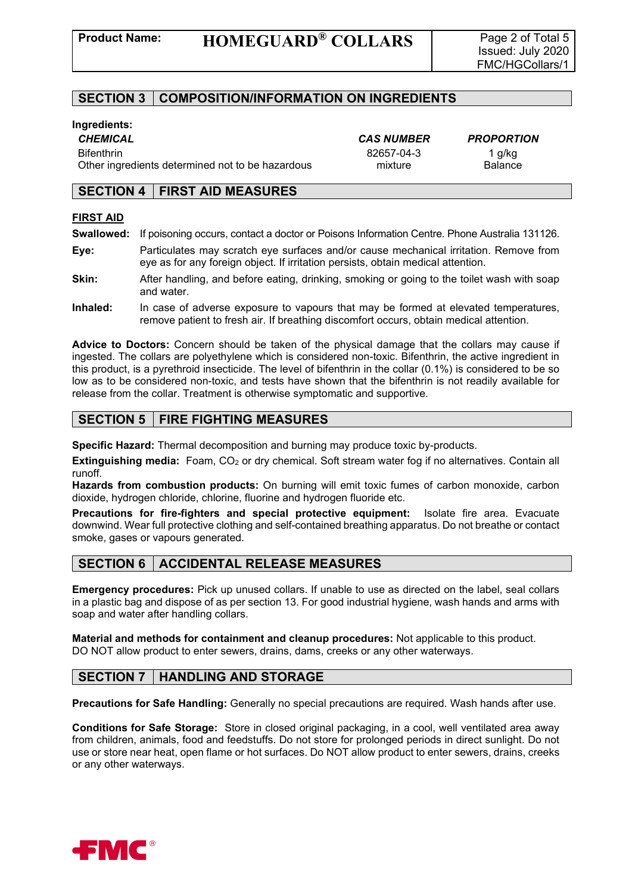## SECTION 3 COMPOSITION/INFORMATION ON INGREDIENTS

**Ingredients:**

| *CHEMICAL* | *CAS NUMBER* | *PROPORTION* |
|---|---|---|
| Bifenthrin | 82657-04-3 | 1 g/kg |
| Other ingredients determined not to be hazardous | mixture | Balance |

## SECTION 4 FIRST AID MEASURES

**FIRST AID**

**Swallowed:** If poisoning occurs, contact a doctor or Poisons Information Centre. Phone Australia 131126.

**Eye:** Particulates may scratch eye surfaces and/or cause mechanical irritation. Remove from eye as for any foreign object. If irritation persists, obtain medical attention.

**Skin:** After handling, and before eating, drinking, smoking or going to the toilet wash with soap and water.

**Inhaled:** In case of adverse exposure to vapours that may be formed at elevated temperatures, remove patient to fresh air. If breathing discomfort occurs, obtain medical attention.

**Advice to Doctors:** Concern should be taken of the physical damage that the collars may cause if ingested. The collars are polyethylene which is considered non-toxic. Bifenthrin, the active ingredient in this product, is a pyrethroid insecticide. The level of bifenthrin in the collar (0.1%) is considered to be so low as to be considered non-toxic, and tests have shown that the bifenthrin is not readily available for release from the collar. Treatment is otherwise symptomatic and supportive.

## SECTION 5 FIRE FIGHTING MEASURES

**Specific Hazard:** Thermal decomposition and burning may produce toxic by-products.

**Extinguishing media:** Foam, $CO_2$ or dry chemical. Soft stream water fog if no alternatives. Contain all runoff.

**Hazards from combustion products:** On burning will emit toxic fumes of carbon monoxide, carbon dioxide, hydrogen chloride, chlorine, fluorine and hydrogen fluoride etc.

**Precautions for fire-fighters and special protective equipment:** Isolate fire area. Evacuate downwind. Wear full protective clothing and self-contained breathing apparatus. Do not breathe or contact smoke, gases or vapours generated.

## SECTION 6 ACCIDENTAL RELEASE MEASURES

**Emergency procedures:** Pick up unused collars. If unable to use as directed on the label, seal collars in a plastic bag and dispose of as per section 13. For good industrial hygiene, wash hands and arms with soap and water after handling collars.

**Material and methods for containment and cleanup procedures:** Not applicable to this product. DO NOT allow product to enter sewers, drains, dams, creeks or any other waterways.

## SECTION 7 HANDLING AND STORAGE

**Precautions for Safe Handling:** Generally no special precautions are required. Wash hands after use.

**Conditions for Safe Storage:** Store in closed original packaging, in a cool, well ventilated area away from children, animals, food and feedstuffs. Do not store for prolonged periods in direct sunlight. Do not use or store near heat, open flame or hot surfaces. Do NOT allow product to enter sewers, drains, creeks or any other waterways.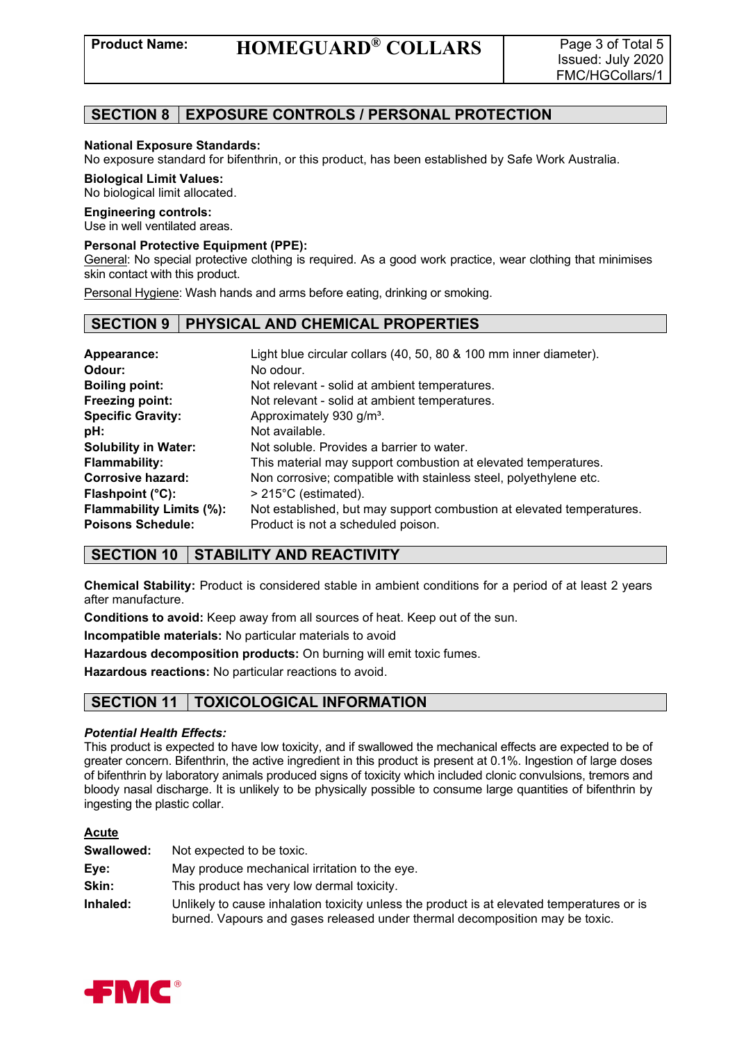## SECTION 8 | EXPOSURE CONTROLS / PERSONAL PROTECTION

**National Exposure Standards:**
No exposure standard for bifenthrin, or this product, has been established by Safe Work Australia.

**Biological Limit Values:**
No biological limit allocated.

**Engineering controls:**
Use in well ventilated areas.

**Personal Protective Equipment (PPE):**
General: No special protective clothing is required. As a good work practice, wear clothing that minimises skin contact with this product.

Personal Hygiene: Wash hands and arms before eating, drinking or smoking.

## SECTION 9 | PHYSICAL AND CHEMICAL PROPERTIES

| | |
|---|---|
| **Appearance:** | Light blue circular collars (40, 50, 80 & 100 mm inner diameter). |
| **Odour:** | No odour. |
| **Boiling point:** | Not relevant - solid at ambient temperatures. |
| **Freezing point:** | Not relevant - solid at ambient temperatures. |
| **Specific Gravity:** | Approximately 930 g/m³. |
| **pH:** | Not available. |
| **Solubility in Water:** | Not soluble. Provides a barrier to water. |
| **Flammability:** | This material may support combustion at elevated temperatures. |
| **Corrosive hazard:** | Non corrosive; compatible with stainless steel, polyethylene etc. |
| **Flashpoint (°C):** | > 215°C (estimated). |
| **Flammability Limits (%):** | Not established, but may support combustion at elevated temperatures. |
| **Poisons Schedule:** | Product is not a scheduled poison. |

## SECTION 10 | STABILITY AND REACTIVITY

**Chemical Stability:** Product is considered stable in ambient conditions for a period of at least 2 years after manufacture.

**Conditions to avoid:** Keep away from all sources of heat. Keep out of the sun.

**Incompatible materials:** No particular materials to avoid

**Hazardous decomposition products:** On burning will emit toxic fumes.

**Hazardous reactions:** No particular reactions to avoid.

## SECTION 11 | TOXICOLOGICAL INFORMATION

***Potential Health Effects:***
This product is expected to have low toxicity, and if swallowed the mechanical effects are expected to be of greater concern. Bifenthrin, the active ingredient in this product is present at 0.1%. Ingestion of large doses of bifenthrin by laboratory animals produced signs of toxicity which included clonic convulsions, tremors and bloody nasal discharge. It is unlikely to be physically possible to consume large quantities of bifenthrin by ingesting the plastic collar.

**Acute**

| | |
|---|---|
| **Swallowed:** | Not expected to be toxic. |
| **Eye:** | May produce mechanical irritation to the eye. |
| **Skin:** | This product has very low dermal toxicity. |
| **Inhaled:** | Unlikely to cause inhalation toxicity unless the product is at elevated temperatures or is burned. Vapours and gases released under thermal decomposition may be toxic. |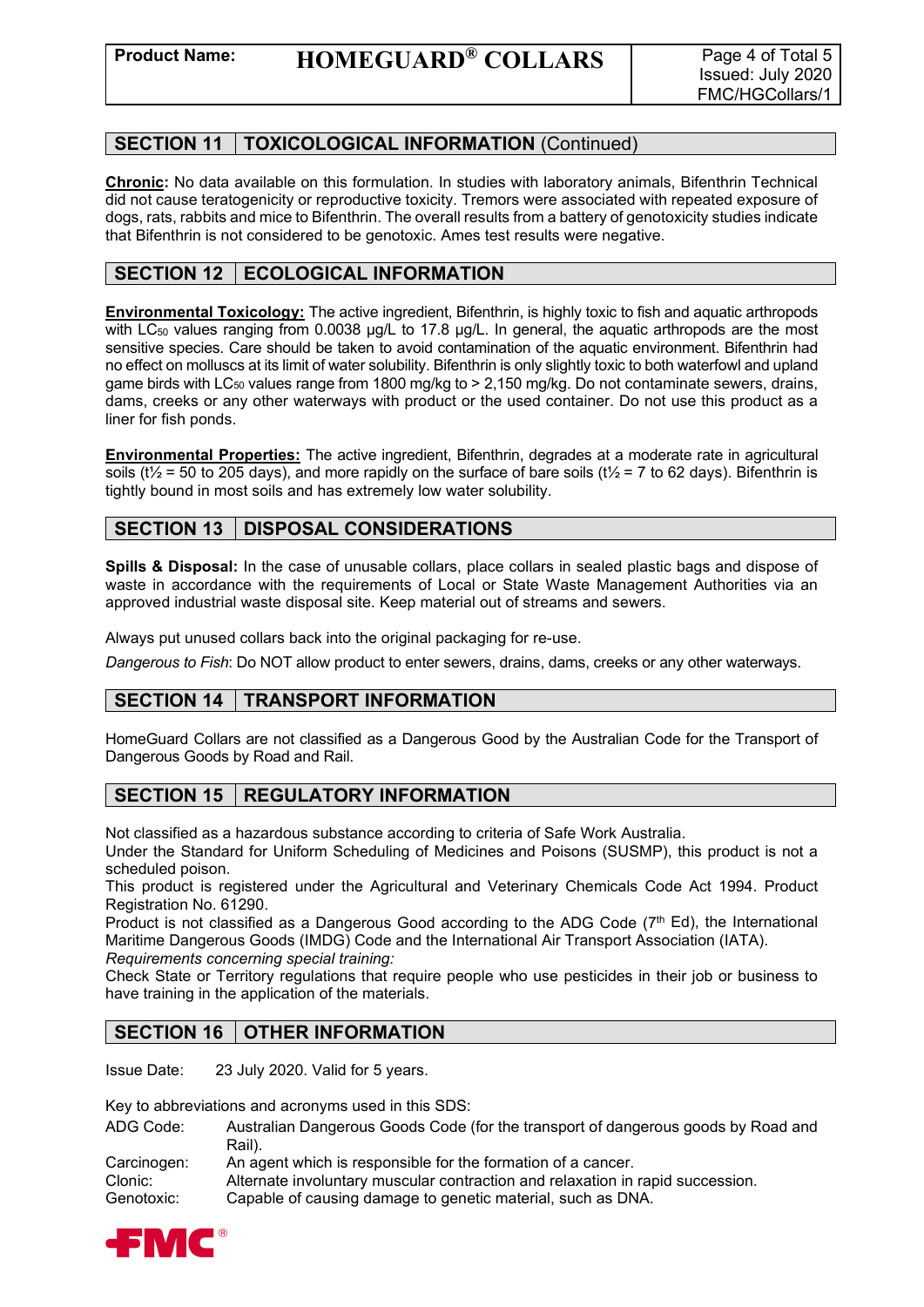## SECTION 11 TOXICOLOGICAL INFORMATION (Continued)

**Chronic:** No data available on this formulation. In studies with laboratory animals, Bifenthrin Technical did not cause teratogenicity or reproductive toxicity. Tremors were associated with repeated exposure of dogs, rats, rabbits and mice to Bifenthrin. The overall results from a battery of genotoxicity studies indicate that Bifenthrin is not considered to be genotoxic. Ames test results were negative.

## SECTION 12 ECOLOGICAL INFORMATION

**Environmental Toxicology:** The active ingredient, Bifenthrin, is highly toxic to fish and aquatic arthropods with $LC_{50}$ values ranging from 0.0038 µg/L to 17.8 µg/L. In general, the aquatic arthropods are the most sensitive species. Care should be taken to avoid contamination of the aquatic environment. Bifenthrin had no effect on molluscs at its limit of water solubility. Bifenthrin is only slightly toxic to both waterfowl and upland game birds with $LC_{50}$ values range from 1800 mg/kg to > 2,150 mg/kg. Do not contaminate sewers, drains, dams, creeks or any other waterways with product or the used container. Do not use this product as a liner for fish ponds.

**Environmental Properties:** The active ingredient, Bifenthrin, degrades at a moderate rate in agricultural soils ($t\frac{1}{2}$ = 50 to 205 days), and more rapidly on the surface of bare soils ($t\frac{1}{2}$ = 7 to 62 days). Bifenthrin is tightly bound in most soils and has extremely low water solubility.

## SECTION 13 DISPOSAL CONSIDERATIONS

**Spills & Disposal:** In the case of unusable collars, place collars in sealed plastic bags and dispose of waste in accordance with the requirements of Local or State Waste Management Authorities via an approved industrial waste disposal site. Keep material out of streams and sewers.

Always put unused collars back into the original packaging for re-use.

*Dangerous to Fish*: Do NOT allow product to enter sewers, drains, dams, creeks or any other waterways.

## SECTION 14 TRANSPORT INFORMATION

HomeGuard Collars are not classified as a Dangerous Good by the Australian Code for the Transport of Dangerous Goods by Road and Rail.

## SECTION 15 REGULATORY INFORMATION

Not classified as a hazardous substance according to criteria of Safe Work Australia.
Under the Standard for Uniform Scheduling of Medicines and Poisons (SUSMP), this product is not a scheduled poison.
This product is registered under the Agricultural and Veterinary Chemicals Code Act 1994. Product Registration No. 61290.
Product is not classified as a Dangerous Good according to the ADG Code (7th Ed), the International Maritime Dangerous Goods (IMDG) Code and the International Air Transport Association (IATA).
*Requirements concerning special training:*
Check State or Territory regulations that require people who use pesticides in their job or business to have training in the application of the materials.

## SECTION 16 OTHER INFORMATION

Issue Date: 23 July 2020. Valid for 5 years.

Key to abbreviations and acronyms used in this SDS:

| | |
|---|---|
| ADG Code: | Australian Dangerous Goods Code (for the transport of dangerous goods by Road and Rail). |
| Carcinogen: | An agent which is responsible for the formation of a cancer. |
| Clonic: | Alternate involuntary muscular contraction and relaxation in rapid succession. |
| Genotoxic: | Capable of causing damage to genetic material, such as DNA. |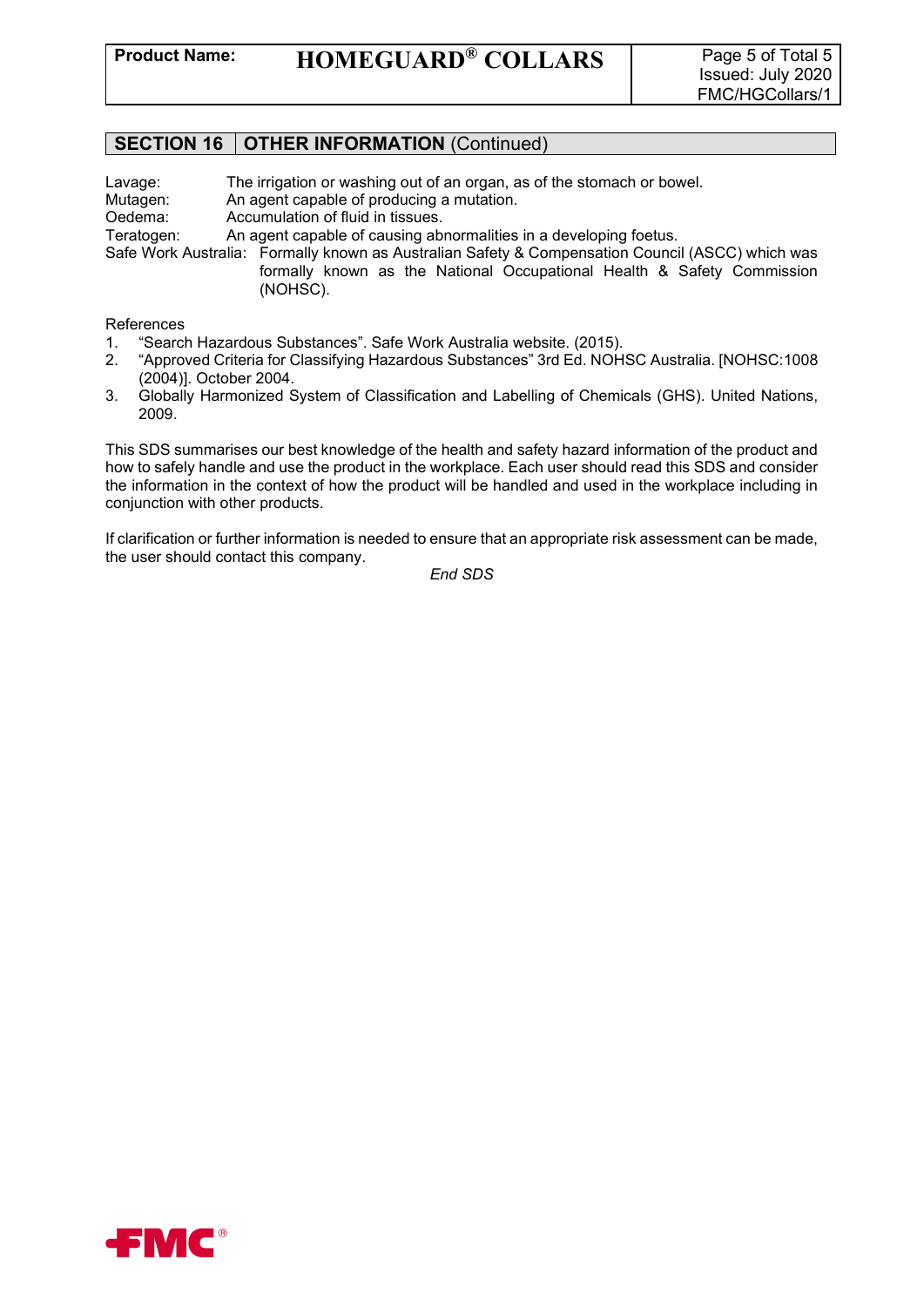## SECTION 16 OTHER INFORMATION (Continued)

Lavage: The irrigation or washing out of an organ, as of the stomach or bowel.
Mutagen: An agent capable of producing a mutation.
Oedema: Accumulation of fluid in tissues.
Teratogen: An agent capable of causing abnormalities in a developing foetus.
Safe Work Australia: Formally known as Australian Safety & Compensation Council (ASCC) which was formally known as the National Occupational Health & Safety Commission (NOHSC).

References

1. "Search Hazardous Substances". Safe Work Australia website. (2015).
2. "Approved Criteria for Classifying Hazardous Substances" 3rd Ed. NOHSC Australia. [NOHSC:1008 (2004)]. October 2004.
3. Globally Harmonized System of Classification and Labelling of Chemicals (GHS). United Nations, 2009.

This SDS summarises our best knowledge of the health and safety hazard information of the product and how to safely handle and use the product in the workplace. Each user should read this SDS and consider the information in the context of how the product will be handled and used in the workplace including in conjunction with other products.

If clarification or further information is needed to ensure that an appropriate risk assessment can be made, the user should contact this company.

*End SDS*